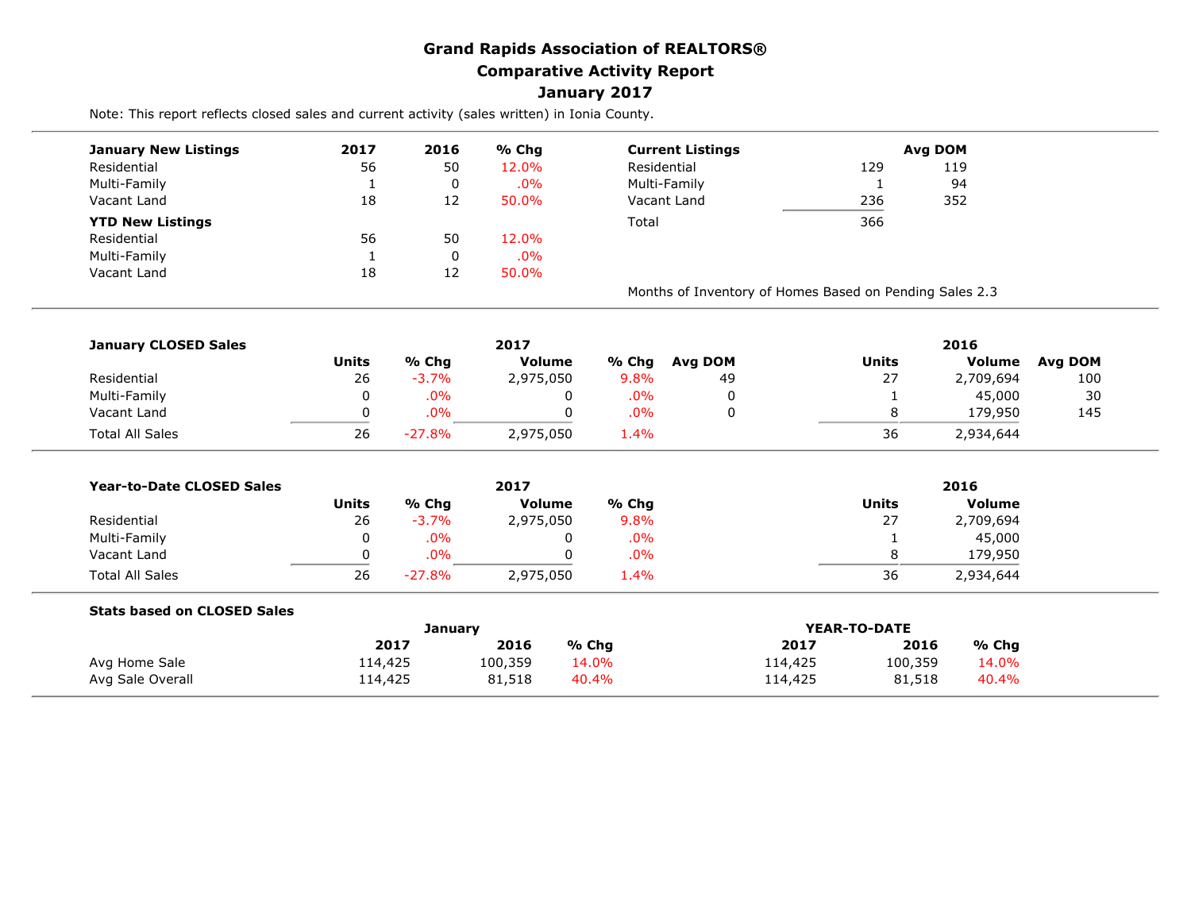# Grand Rapids Association of REALTORS®
## Comparative Activity Report
## January 2017

Note: This report reflects closed sales and current activity (sales written) in Ionia County.

| January New Listings | 2017 | 2016 | % Chg |
|---|---|---|---|
| Residential | 56 | 50 | 12.0% |
| Multi-Family | 1 | 0 | .0% |
| Vacant Land | 18 | 12 | 50.0% |
| **YTD New Listings** | | | |
| Residential | 56 | 50 | 12.0% |
| Multi-Family | 1 | 0 | .0% |
| Vacant Land | 18 | 12 | 50.0% |

| Current Listings | | Avg DOM |
|---|---|---|
| Residential | 129 | 119 |
| Multi-Family | 1 | 94 |
| Vacant Land | 236 | 352 |
| Total | 366 | |

Months of Inventory of Homes Based on Pending Sales 2.3

| January CLOSED Sales | 2017 Units | % Chg | 2017 Volume | % Chg | Avg DOM | 2016 Units | 2016 Volume | Avg DOM |
|---|---|---|---|---|---|---|---|---|
| Residential | 26 | -3.7% | 2,975,050 | 9.8% | 49 | 27 | 2,709,694 | 100 |
| Multi-Family | 0 | .0% | 0 | .0% | 0 | 1 | 45,000 | 30 |
| Vacant Land | 0 | .0% | 0 | .0% | 0 | 8 | 179,950 | 145 |
| Total All Sales | 26 | -27.8% | 2,975,050 | 1.4% | | 36 | 2,934,644 | |

| Year-to-Date CLOSED Sales | 2017 Units | % Chg | 2017 Volume | % Chg | 2016 Units | 2016 Volume |
|---|---|---|---|---|---|---|
| Residential | 26 | -3.7% | 2,975,050 | 9.8% | 27 | 2,709,694 |
| Multi-Family | 0 | .0% | 0 | .0% | 1 | 45,000 |
| Vacant Land | 0 | .0% | 0 | .0% | 8 | 179,950 |
| Total All Sales | 26 | -27.8% | 2,975,050 | 1.4% | 36 | 2,934,644 |

**Stats based on CLOSED Sales**

| | January 2017 | January 2016 | % Chg | YEAR-TO-DATE 2017 | YEAR-TO-DATE 2016 | % Chg |
|---|---|---|---|---|---|---|
| Avg Home Sale | 114,425 | 100,359 | 14.0% | 114,425 | 100,359 | 14.0% |
| Avg Sale Overall | 114,425 | 81,518 | 40.4% | 114,425 | 81,518 | 40.4% |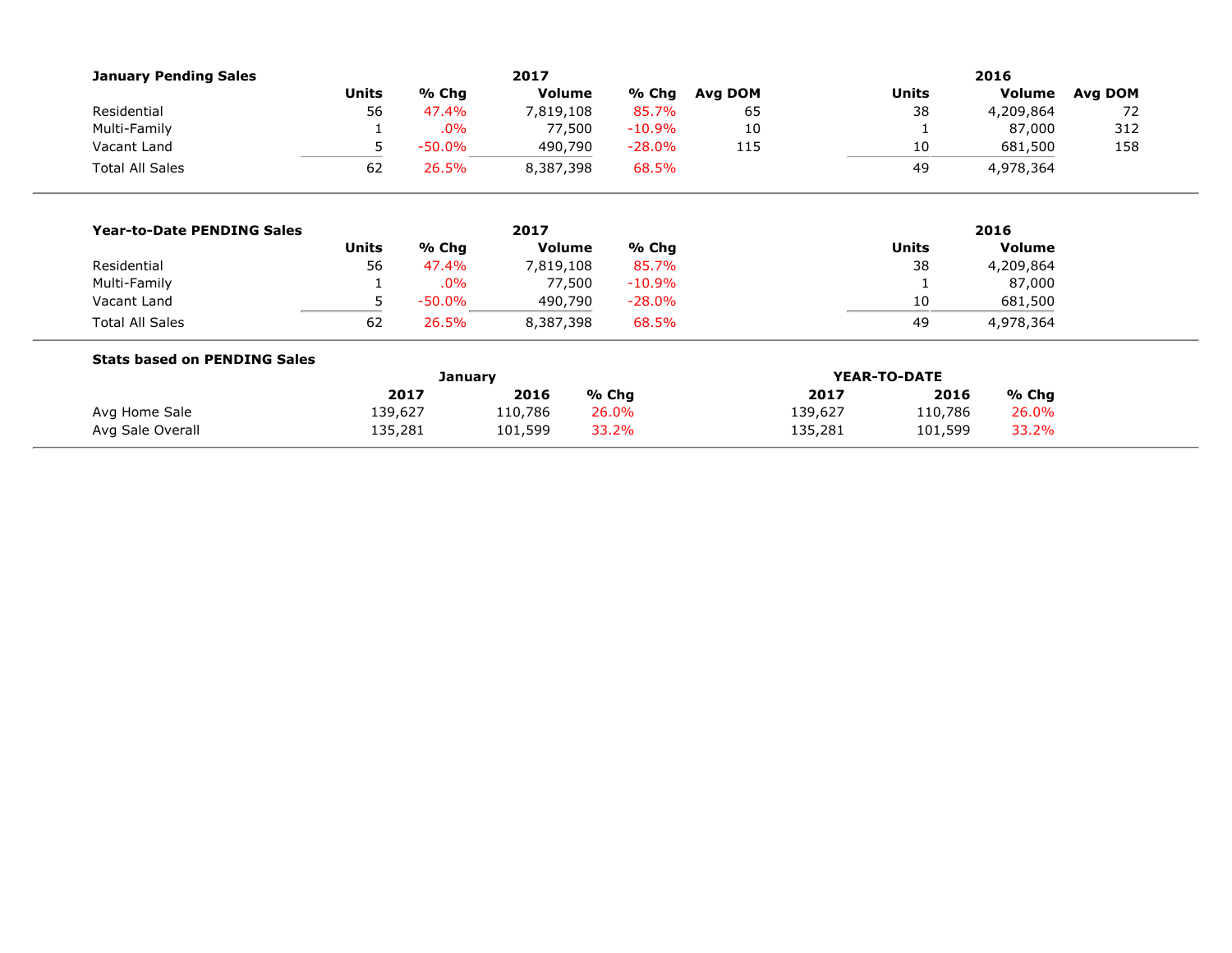### January Pending Sales

| | 2017 | | | | | 2016 | | |
|---|---|---|---|---|---|---|---|---|
| | Units | % Chg | Volume | % Chg | Avg DOM | Units | Volume | Avg DOM |
| Residential | 56 | 47.4% | 7,819,108 | 85.7% | 65 | 38 | 4,209,864 | 72 |
| Multi-Family | 1 | .0% | 77,500 | -10.9% | 10 | 1 | 87,000 | 312 |
| Vacant Land | 5 | -50.0% | 490,790 | -28.0% | 115 | 10 | 681,500 | 158 |
| Total All Sales | 62 | 26.5% | 8,387,398 | 68.5% | | 49 | 4,978,364 | |

### Year-to-Date PENDING Sales

| | 2017 | | | | 2016 | |
|---|---|---|---|---|---|---|
| | Units | % Chg | Volume | % Chg | Units | Volume |
| Residential | 56 | 47.4% | 7,819,108 | 85.7% | 38 | 4,209,864 |
| Multi-Family | 1 | .0% | 77,500 | -10.9% | 1 | 87,000 |
| Vacant Land | 5 | -50.0% | 490,790 | -28.0% | 10 | 681,500 |
| Total All Sales | 62 | 26.5% | 8,387,398 | 68.5% | 49 | 4,978,364 |

### Stats based on PENDING Sales

| | January | | | YEAR-TO-DATE | | |
|---|---|---|---|---|---|---|
| | 2017 | 2016 | % Chg | 2017 | 2016 | % Chg |
| Avg Home Sale | 139,627 | 110,786 | 26.0% | 139,627 | 110,786 | 26.0% |
| Avg Sale Overall | 135,281 | 101,599 | 33.2% | 135,281 | 101,599 | 33.2% |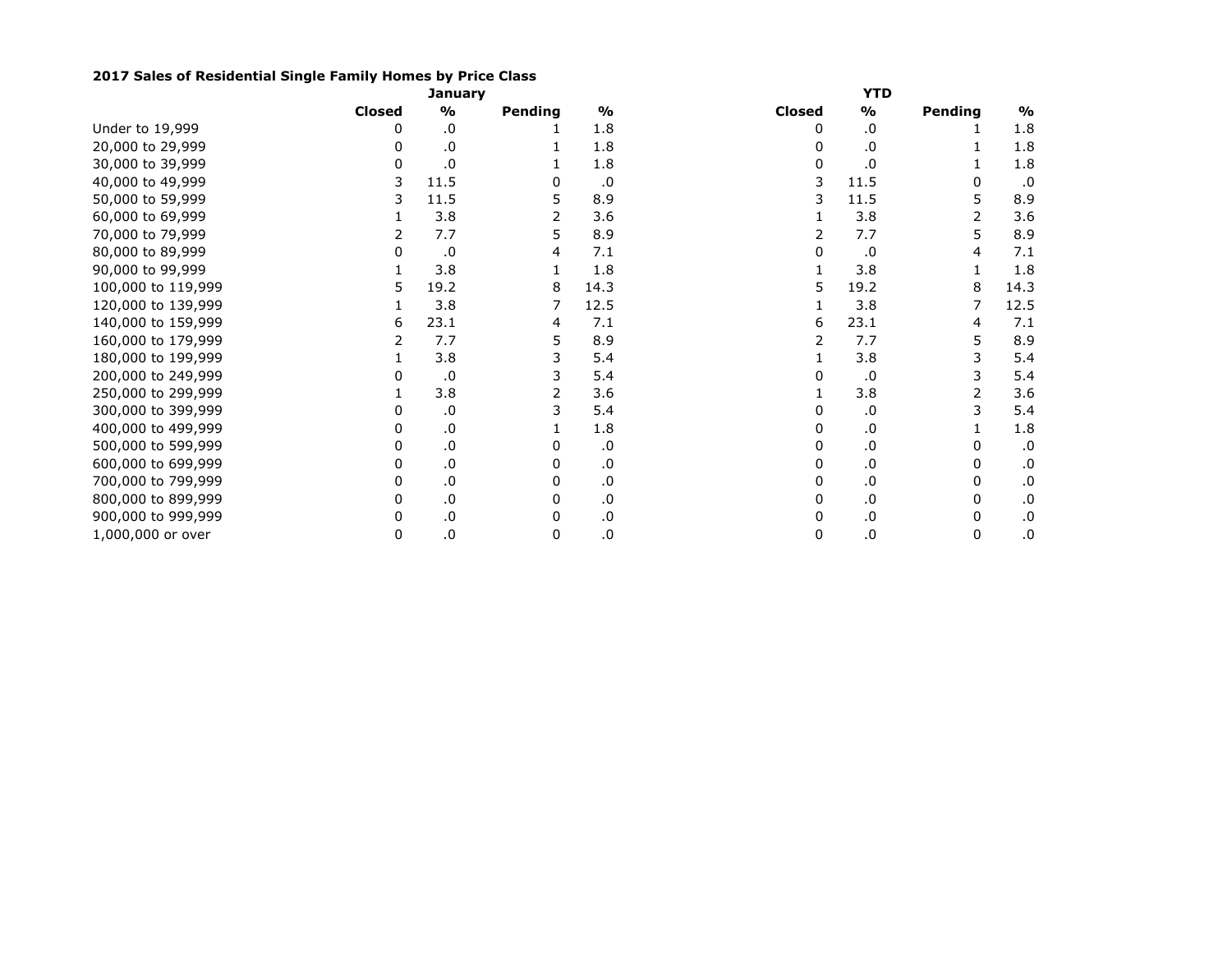**2017 Sales of Residential Single Family Homes by Price Class**

| | January | | | | YTD | | | |
|---|---|---|---|---|---|---|---|---|
| | **Closed** | **%** | **Pending** | **%** | **Closed** | **%** | **Pending** | **%** |
| Under to 19,999 | 0 | .0 | 1 | 1.8 | 0 | .0 | 1 | 1.8 |
| 20,000 to 29,999 | 0 | .0 | 1 | 1.8 | 0 | .0 | 1 | 1.8 |
| 30,000 to 39,999 | 0 | .0 | 1 | 1.8 | 0 | .0 | 1 | 1.8 |
| 40,000 to 49,999 | 3 | 11.5 | 0 | .0 | 3 | 11.5 | 0 | .0 |
| 50,000 to 59,999 | 3 | 11.5 | 5 | 8.9 | 3 | 11.5 | 5 | 8.9 |
| 60,000 to 69,999 | 1 | 3.8 | 2 | 3.6 | 1 | 3.8 | 2 | 3.6 |
| 70,000 to 79,999 | 2 | 7.7 | 5 | 8.9 | 2 | 7.7 | 5 | 8.9 |
| 80,000 to 89,999 | 0 | .0 | 4 | 7.1 | 0 | .0 | 4 | 7.1 |
| 90,000 to 99,999 | 1 | 3.8 | 1 | 1.8 | 1 | 3.8 | 1 | 1.8 |
| 100,000 to 119,999 | 5 | 19.2 | 8 | 14.3 | 5 | 19.2 | 8 | 14.3 |
| 120,000 to 139,999 | 1 | 3.8 | 7 | 12.5 | 1 | 3.8 | 7 | 12.5 |
| 140,000 to 159,999 | 6 | 23.1 | 4 | 7.1 | 6 | 23.1 | 4 | 7.1 |
| 160,000 to 179,999 | 2 | 7.7 | 5 | 8.9 | 2 | 7.7 | 5 | 8.9 |
| 180,000 to 199,999 | 1 | 3.8 | 3 | 5.4 | 1 | 3.8 | 3 | 5.4 |
| 200,000 to 249,999 | 0 | .0 | 3 | 5.4 | 0 | .0 | 3 | 5.4 |
| 250,000 to 299,999 | 1 | 3.8 | 2 | 3.6 | 1 | 3.8 | 2 | 3.6 |
| 300,000 to 399,999 | 0 | .0 | 3 | 5.4 | 0 | .0 | 3 | 5.4 |
| 400,000 to 499,999 | 0 | .0 | 1 | 1.8 | 0 | .0 | 1 | 1.8 |
| 500,000 to 599,999 | 0 | .0 | 0 | .0 | 0 | .0 | 0 | .0 |
| 600,000 to 699,999 | 0 | .0 | 0 | .0 | 0 | .0 | 0 | .0 |
| 700,000 to 799,999 | 0 | .0 | 0 | .0 | 0 | .0 | 0 | .0 |
| 800,000 to 899,999 | 0 | .0 | 0 | .0 | 0 | .0 | 0 | .0 |
| 900,000 to 999,999 | 0 | .0 | 0 | .0 | 0 | .0 | 0 | .0 |
| 1,000,000 or over | 0 | .0 | 0 | .0 | 0 | .0 | 0 | .0 |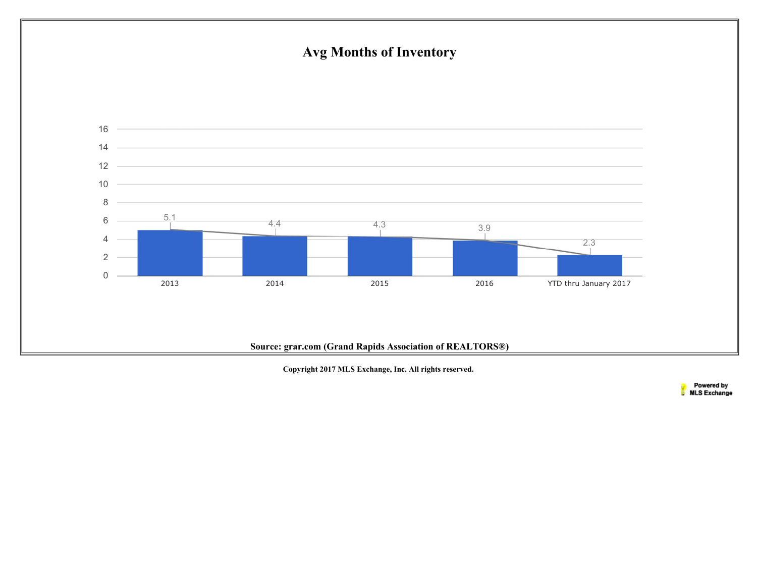# Avg Months of Inventory

16
14
12
10
8
6
4
2
0

5.1
4.4
4.3
3.9
2.3

2013
2014
2015
2016
YTD thru January 2017

**Source: grar.com (Grand Rapids Association of REALTORS®)**

**Copyright 2017 MLS Exchange, Inc. All rights reserved.**

**Powered by MLS Exchange**